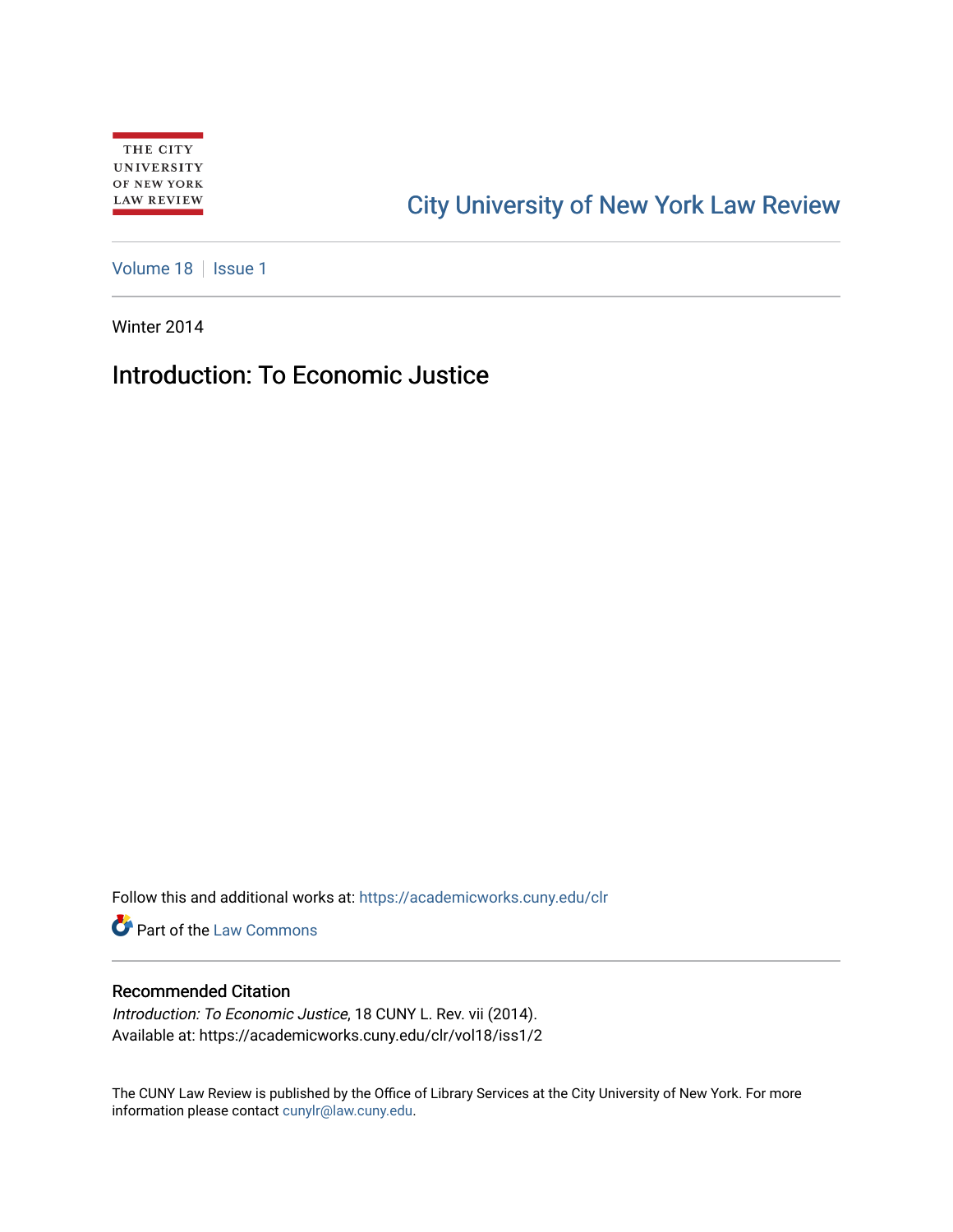THE CITY UNIVERSITY OF NEW YORK LAW REVIEW

City University of New York Law Review

Volume 18 | Issue 1

Winter 2014

# Introduction: To Economic Justice

Follow this and additional works at: https://academicworks.cuny.edu/clr

Part of the Law Commons

## Recommended Citation

*Introduction: To Economic Justice*, 18 CUNY L. Rev. vii (2014).
Available at: https://academicworks.cuny.edu/clr/vol18/iss1/2

The CUNY Law Review is published by the Office of Library Services at the City University of New York. For more information please contact cunylr@law.cuny.edu.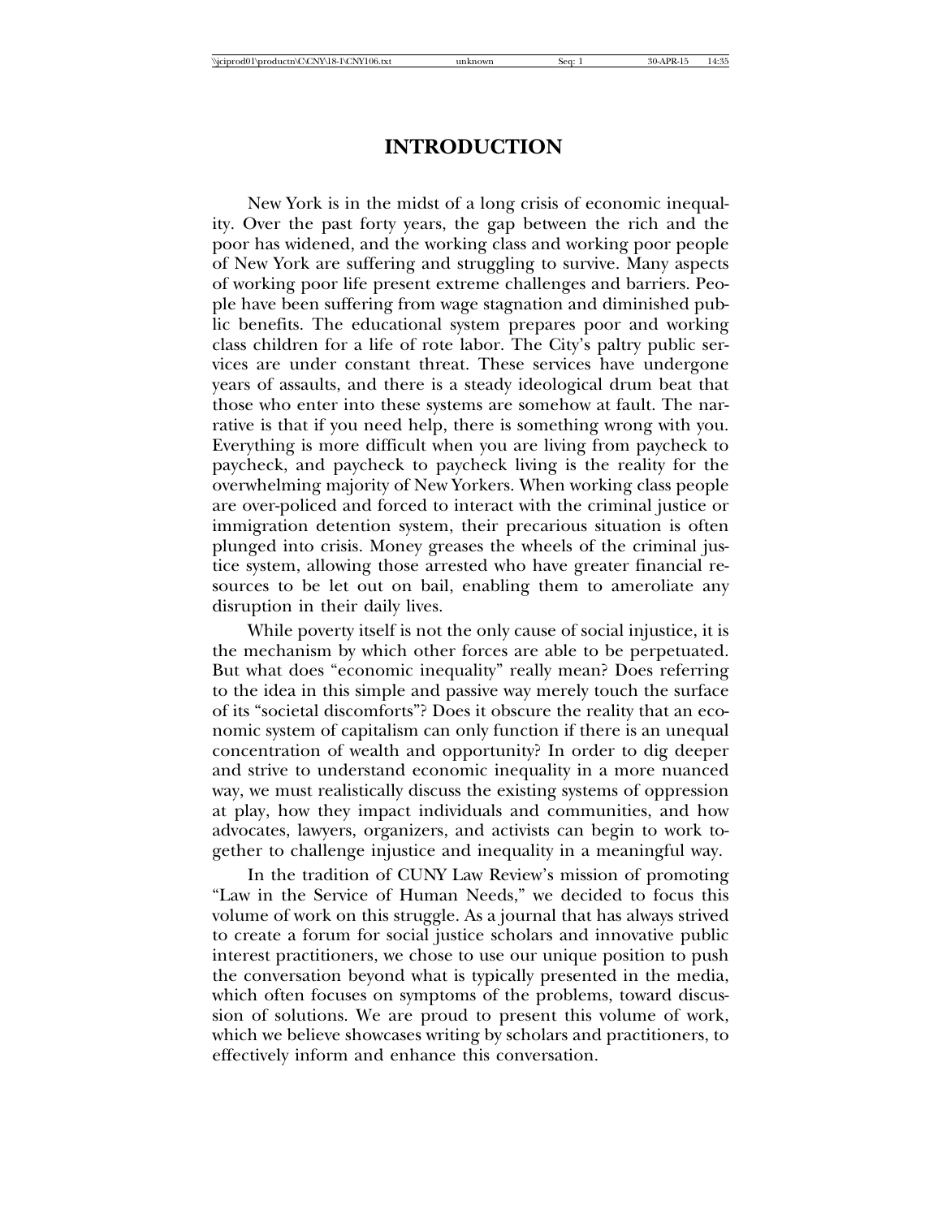# INTRODUCTION

New York is in the midst of a long crisis of economic inequality. Over the past forty years, the gap between the rich and the poor has widened, and the working class and working poor people of New York are suffering and struggling to survive. Many aspects of working poor life present extreme challenges and barriers. People have been suffering from wage stagnation and diminished public benefits. The educational system prepares poor and working class children for a life of rote labor. The City's paltry public services are under constant threat. These services have undergone years of assaults, and there is a steady ideological drum beat that those who enter into these systems are somehow at fault. The narrative is that if you need help, there is something wrong with you. Everything is more difficult when you are living from paycheck to paycheck, and paycheck to paycheck living is the reality for the overwhelming majority of New Yorkers. When working class people are over-policed and forced to interact with the criminal justice or immigration detention system, their precarious situation is often plunged into crisis. Money greases the wheels of the criminal justice system, allowing those arrested who have greater financial resources to be let out on bail, enabling them to ameroliate any disruption in their daily lives.

While poverty itself is not the only cause of social injustice, it is the mechanism by which other forces are able to be perpetuated. But what does "economic inequality" really mean? Does referring to the idea in this simple and passive way merely touch the surface of its "societal discomforts"? Does it obscure the reality that an economic system of capitalism can only function if there is an unequal concentration of wealth and opportunity? In order to dig deeper and strive to understand economic inequality in a more nuanced way, we must realistically discuss the existing systems of oppression at play, how they impact individuals and communities, and how advocates, lawyers, organizers, and activists can begin to work together to challenge injustice and inequality in a meaningful way.

In the tradition of CUNY Law Review's mission of promoting "Law in the Service of Human Needs," we decided to focus this volume of work on this struggle. As a journal that has always strived to create a forum for social justice scholars and innovative public interest practitioners, we chose to use our unique position to push the conversation beyond what is typically presented in the media, which often focuses on symptoms of the problems, toward discussion of solutions. We are proud to present this volume of work, which we believe showcases writing by scholars and practitioners, to effectively inform and enhance this conversation.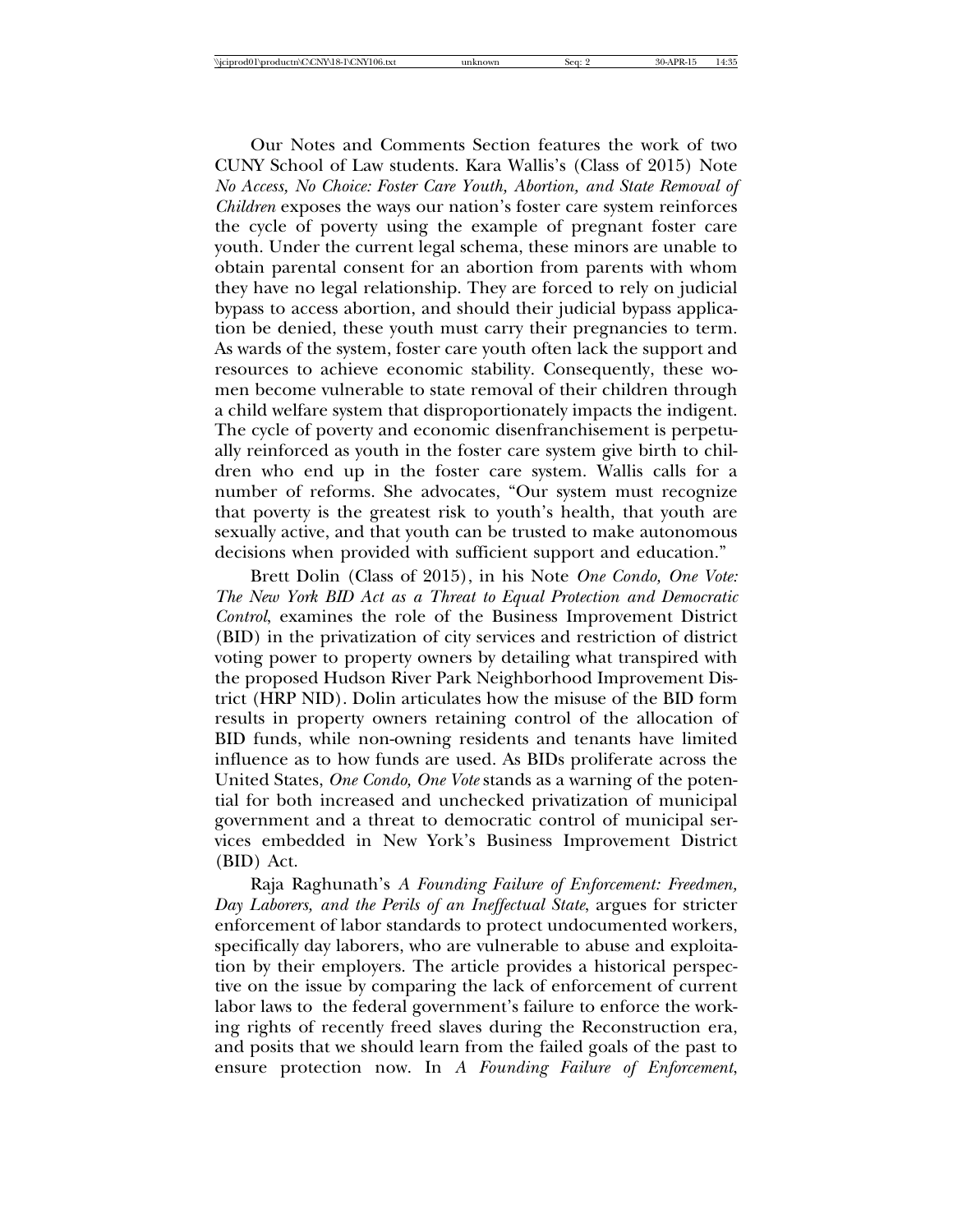Our Notes and Comments Section features the work of two CUNY School of Law students. Kara Wallis's (Class of 2015) Note *No Access, No Choice: Foster Care Youth, Abortion, and State Removal of Children* exposes the ways our nation's foster care system reinforces the cycle of poverty using the example of pregnant foster care youth. Under the current legal schema, these minors are unable to obtain parental consent for an abortion from parents with whom they have no legal relationship. They are forced to rely on judicial bypass to access abortion, and should their judicial bypass application be denied, these youth must carry their pregnancies to term. As wards of the system, foster care youth often lack the support and resources to achieve economic stability. Consequently, these women become vulnerable to state removal of their children through a child welfare system that disproportionately impacts the indigent. The cycle of poverty and economic disenfranchisement is perpetually reinforced as youth in the foster care system give birth to children who end up in the foster care system. Wallis calls for a number of reforms. She advocates, "Our system must recognize that poverty is the greatest risk to youth's health, that youth are sexually active, and that youth can be trusted to make autonomous decisions when provided with sufficient support and education."

Brett Dolin (Class of 2015), in his Note *One Condo, One Vote: The New York BID Act as a Threat to Equal Protection and Democratic Control*, examines the role of the Business Improvement District (BID) in the privatization of city services and restriction of district voting power to property owners by detailing what transpired with the proposed Hudson River Park Neighborhood Improvement District (HRP NID). Dolin articulates how the misuse of the BID form results in property owners retaining control of the allocation of BID funds, while non-owning residents and tenants have limited influence as to how funds are used. As BIDs proliferate across the United States, *One Condo, One Vote* stands as a warning of the potential for both increased and unchecked privatization of municipal government and a threat to democratic control of municipal services embedded in New York's Business Improvement District (BID) Act.

Raja Raghunath's *A Founding Failure of Enforcement: Freedmen, Day Laborers, and the Perils of an Ineffectual State*, argues for stricter enforcement of labor standards to protect undocumented workers, specifically day laborers, who are vulnerable to abuse and exploitation by their employers. The article provides a historical perspective on the issue by comparing the lack of enforcement of current labor laws to the federal government's failure to enforce the working rights of recently freed slaves during the Reconstruction era, and posits that we should learn from the failed goals of the past to ensure protection now. In *A Founding Failure of Enforcement*,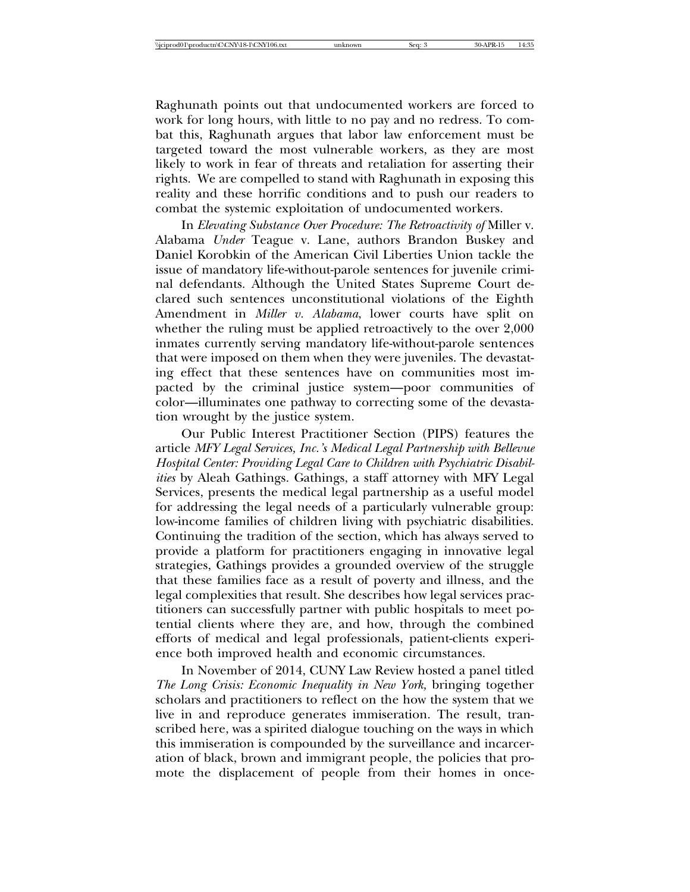Raghunath points out that undocumented workers are forced to work for long hours, with little to no pay and no redress. To combat this, Raghunath argues that labor law enforcement must be targeted toward the most vulnerable workers, as they are most likely to work in fear of threats and retaliation for asserting their rights. We are compelled to stand with Raghunath in exposing this reality and these horrific conditions and to push our readers to combat the systemic exploitation of undocumented workers.

In *Elevating Substance Over Procedure: The Retroactivity of* Miller v. Alabama *Under* Teague v. Lane, authors Brandon Buskey and Daniel Korobkin of the American Civil Liberties Union tackle the issue of mandatory life-without-parole sentences for juvenile criminal defendants. Although the United States Supreme Court declared such sentences unconstitutional violations of the Eighth Amendment in *Miller v. Alabama*, lower courts have split on whether the ruling must be applied retroactively to the over 2,000 inmates currently serving mandatory life-without-parole sentences that were imposed on them when they were juveniles. The devastating effect that these sentences have on communities most impacted by the criminal justice system—poor communities of color—illuminates one pathway to correcting some of the devastation wrought by the justice system.

Our Public Interest Practitioner Section (PIPS) features the article *MFY Legal Services, Inc.'s Medical Legal Partnership with Bellevue Hospital Center: Providing Legal Care to Children with Psychiatric Disabilities* by Aleah Gathings. Gathings, a staff attorney with MFY Legal Services, presents the medical legal partnership as a useful model for addressing the legal needs of a particularly vulnerable group: low-income families of children living with psychiatric disabilities. Continuing the tradition of the section, which has always served to provide a platform for practitioners engaging in innovative legal strategies, Gathings provides a grounded overview of the struggle that these families face as a result of poverty and illness, and the legal complexities that result. She describes how legal services practitioners can successfully partner with public hospitals to meet potential clients where they are, and how, through the combined efforts of medical and legal professionals, patient-clients experience both improved health and economic circumstances.

In November of 2014, CUNY Law Review hosted a panel titled *The Long Crisis: Economic Inequality in New York,* bringing together scholars and practitioners to reflect on the how the system that we live in and reproduce generates immiseration. The result, transcribed here, was a spirited dialogue touching on the ways in which this immiseration is compounded by the surveillance and incarceration of black, brown and immigrant people, the policies that promote the displacement of people from their homes in once-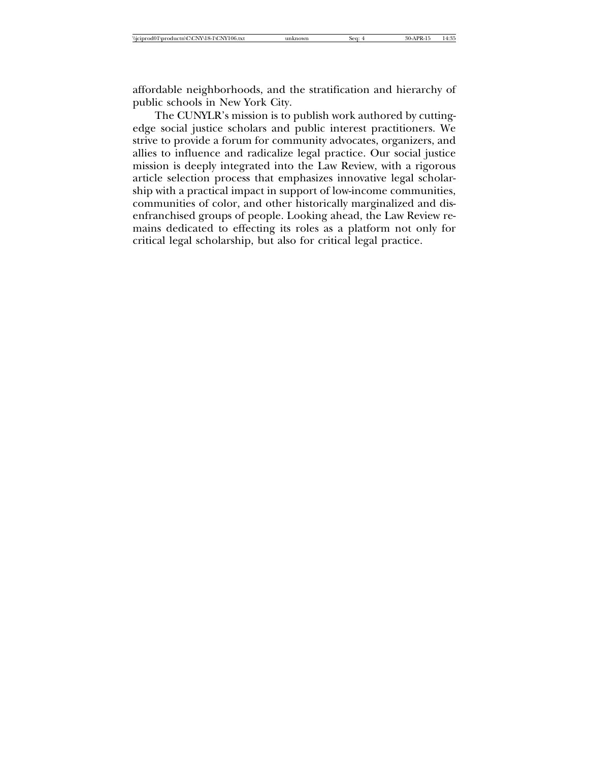affordable neighborhoods, and the stratification and hierarchy of public schools in New York City.

The CUNYLR's mission is to publish work authored by cutting-edge social justice scholars and public interest practitioners. We strive to provide a forum for community advocates, organizers, and allies to influence and radicalize legal practice. Our social justice mission is deeply integrated into the Law Review, with a rigorous article selection process that emphasizes innovative legal scholarship with a practical impact in support of low-income communities, communities of color, and other historically marginalized and disenfranchised groups of people. Looking ahead, the Law Review remains dedicated to effecting its roles as a platform not only for critical legal scholarship, but also for critical legal practice.